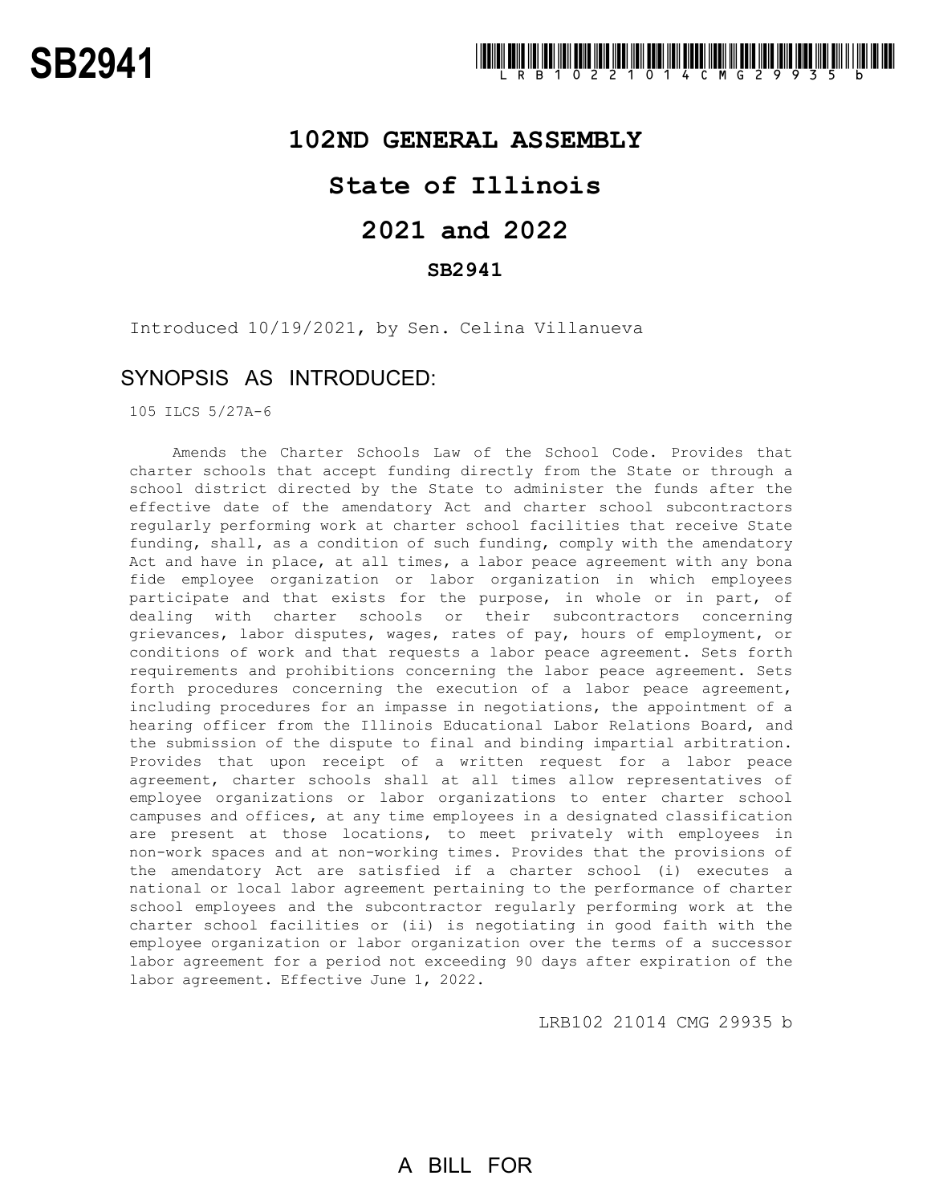# SB2941

LRB102 21014 CMG 29935 b

## 102ND GENERAL ASSEMBLY

## State of Illinois

## 2021 and 2022

### SB2941

Introduced 10/19/2021, by Sen. Celina Villanueva

### SYNOPSIS AS INTRODUCED:

105 ILCS 5/27A-6

Amends the Charter Schools Law of the School Code. Provides that charter schools that accept funding directly from the State or through a school district directed by the State to administer the funds after the effective date of the amendatory Act and charter school subcontractors regularly performing work at charter school facilities that receive State funding, shall, as a condition of such funding, comply with the amendatory Act and have in place, at all times, a labor peace agreement with any bona fide employee organization or labor organization in which employees participate and that exists for the purpose, in whole or in part, of dealing with charter schools or their subcontractors concerning grievances, labor disputes, wages, rates of pay, hours of employment, or conditions of work and that requests a labor peace agreement. Sets forth requirements and prohibitions concerning the labor peace agreement. Sets forth procedures concerning the execution of a labor peace agreement, including procedures for an impasse in negotiations, the appointment of a hearing officer from the Illinois Educational Labor Relations Board, and the submission of the dispute to final and binding impartial arbitration. Provides that upon receipt of a written request for a labor peace agreement, charter schools shall at all times allow representatives of employee organizations or labor organizations to enter charter school campuses and offices, at any time employees in a designated classification are present at those locations, to meet privately with employees in non-work spaces and at non-working times. Provides that the provisions of the amendatory Act are satisfied if a charter school (i) executes a national or local labor agreement pertaining to the performance of charter school employees and the subcontractor regularly performing work at the charter school facilities or (ii) is negotiating in good faith with the employee organization or labor organization over the terms of a successor labor agreement for a period not exceeding 90 days after expiration of the labor agreement. Effective June 1, 2022.

LRB102 21014 CMG 29935 b

A BILL FOR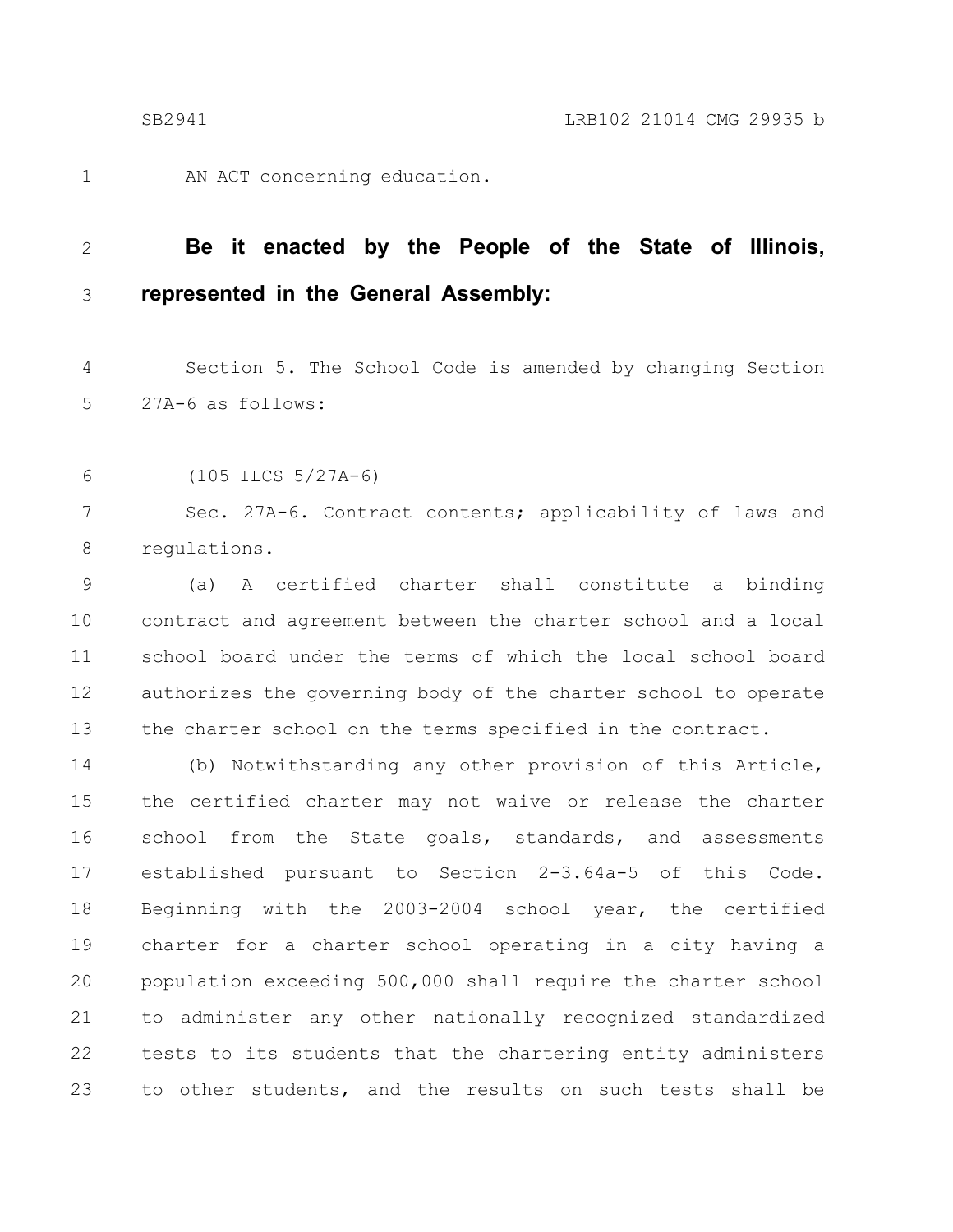AN ACT concerning education.

**Be it enacted by the People of the State of Illinois, represented in the General Assembly:**

Section 5. The School Code is amended by changing Section 27A-6 as follows:

(105 ILCS 5/27A-6)

Sec. 27A-6. Contract contents; applicability of laws and regulations.

(a) A certified charter shall constitute a binding contract and agreement between the charter school and a local school board under the terms of which the local school board authorizes the governing body of the charter school to operate the charter school on the terms specified in the contract.

(b) Notwithstanding any other provision of this Article, the certified charter may not waive or release the charter school from the State goals, standards, and assessments established pursuant to Section 2-3.64a-5 of this Code. Beginning with the 2003-2004 school year, the certified charter for a charter school operating in a city having a population exceeding 500,000 shall require the charter school to administer any other nationally recognized standardized tests to its students that the chartering entity administers to other students, and the results on such tests shall be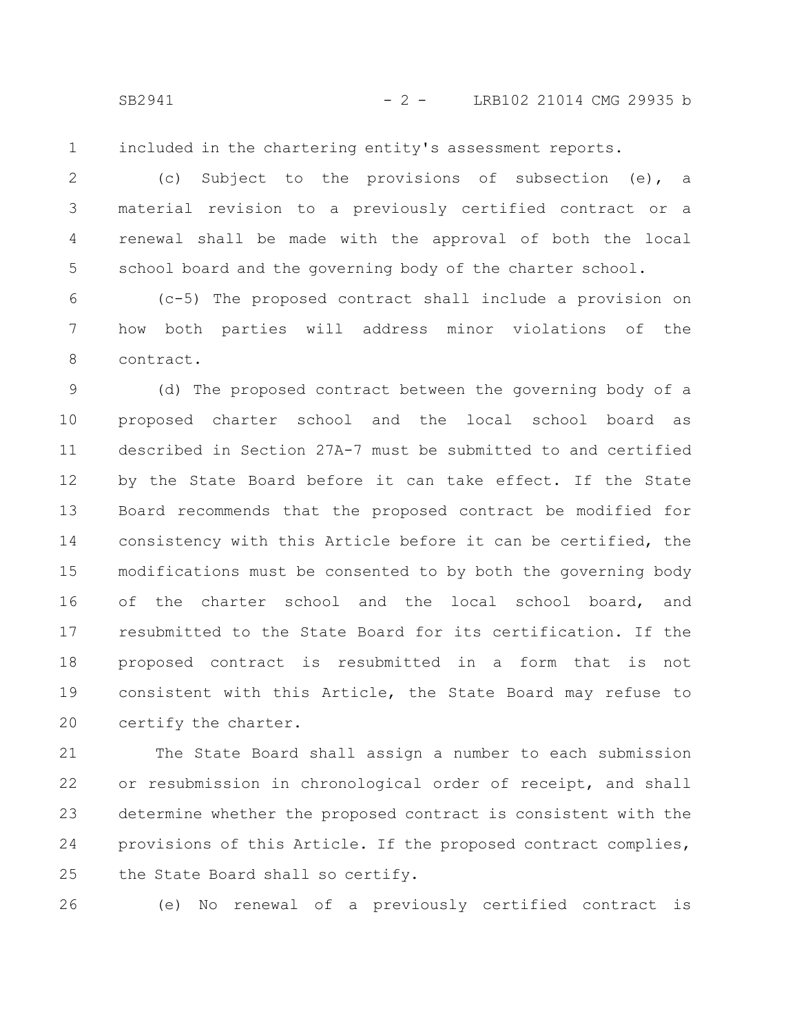included in the chartering entity's assessment reports.

(c) Subject to the provisions of subsection (e), a material revision to a previously certified contract or a renewal shall be made with the approval of both the local school board and the governing body of the charter school.

(c-5) The proposed contract shall include a provision on how both parties will address minor violations of the contract.

(d) The proposed contract between the governing body of a proposed charter school and the local school board as described in Section 27A-7 must be submitted to and certified by the State Board before it can take effect. If the State Board recommends that the proposed contract be modified for consistency with this Article before it can be certified, the modifications must be consented to by both the governing body of the charter school and the local school board, and resubmitted to the State Board for its certification. If the proposed contract is resubmitted in a form that is not consistent with this Article, the State Board may refuse to certify the charter.

The State Board shall assign a number to each submission or resubmission in chronological order of receipt, and shall determine whether the proposed contract is consistent with the provisions of this Article. If the proposed contract complies, the State Board shall so certify.

(e) No renewal of a previously certified contract is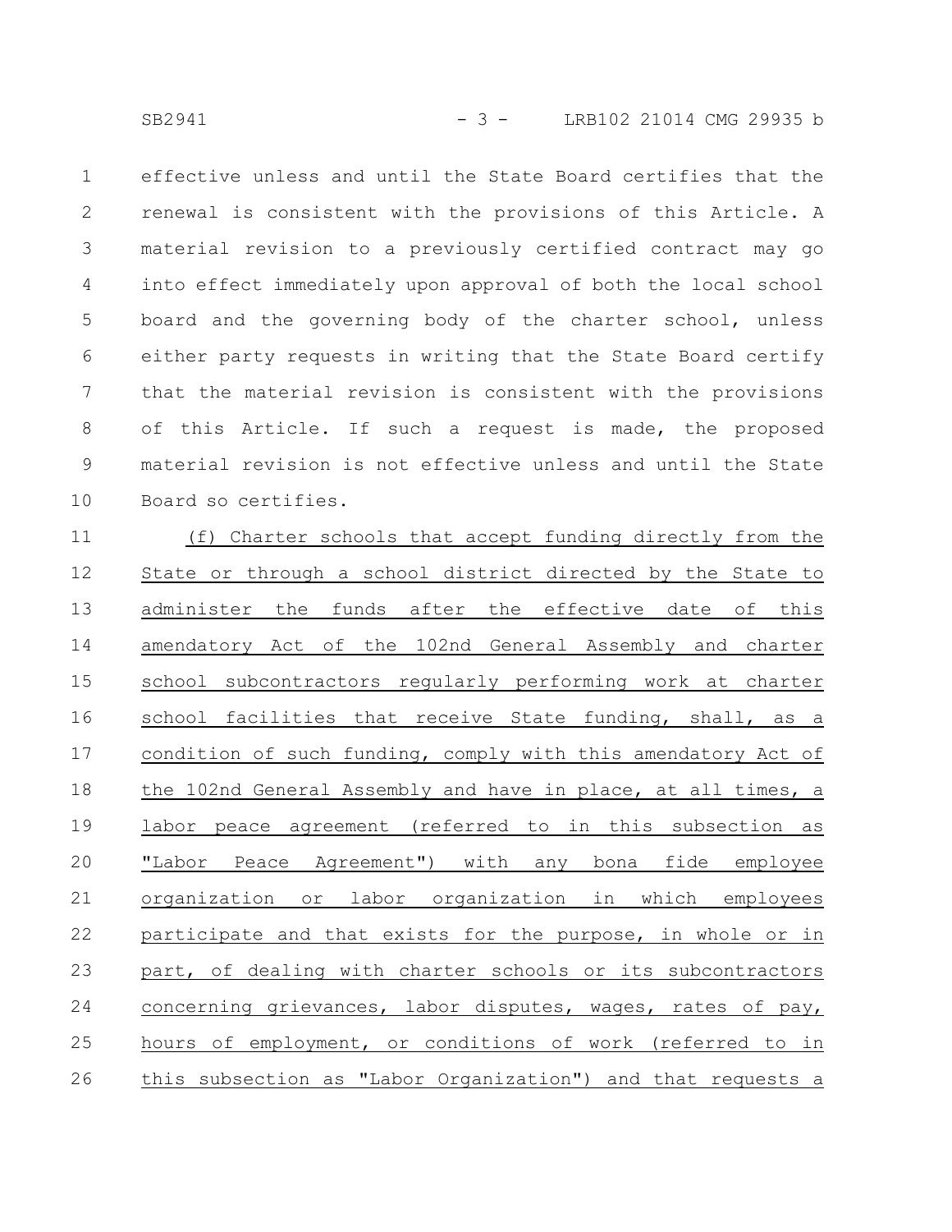effective unless and until the State Board certifies that the renewal is consistent with the provisions of this Article. A material revision to a previously certified contract may go into effect immediately upon approval of both the local school board and the governing body of the charter school, unless either party requests in writing that the State Board certify that the material revision is consistent with the provisions of this Article. If such a request is made, the proposed material revision is not effective unless and until the State Board so certifies.

<u>(f) Charter schools that accept funding directly from the State or through a school district directed by the State to administer the funds after the effective date of this amendatory Act of the 102nd General Assembly and charter school subcontractors regularly performing work at charter school facilities that receive State funding, shall, as a condition of such funding, comply with this amendatory Act of the 102nd General Assembly and have in place, at all times, a labor peace agreement (referred to in this subsection as "Labor Peace Agreement") with any bona fide employee organization or labor organization in which employees participate and that exists for the purpose, in whole or in part, of dealing with charter schools or its subcontractors concerning grievances, labor disputes, wages, rates of pay, hours of employment, or conditions of work (referred to in this subsection as "Labor Organization") and that requests a</u>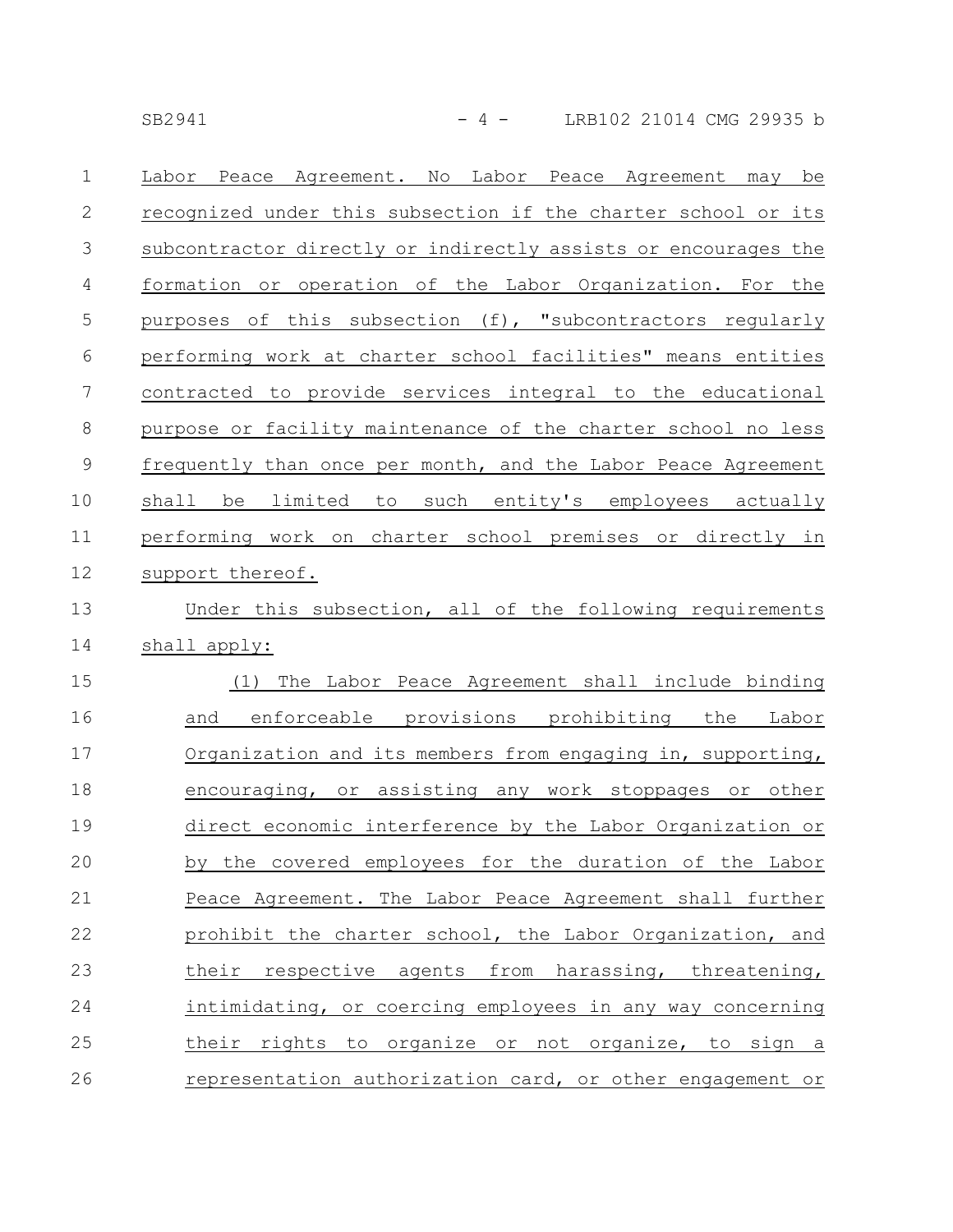Labor Peace Agreement. No Labor Peace Agreement may be recognized under this subsection if the charter school or its subcontractor directly or indirectly assists or encourages the formation or operation of the Labor Organization. For the purposes of this subsection (f), "subcontractors regularly performing work at charter school facilities" means entities contracted to provide services integral to the educational purpose or facility maintenance of the charter school no less frequently than once per month, and the Labor Peace Agreement shall be limited to such entity's employees actually performing work on charter school premises or directly in support thereof.

Under this subsection, all of the following requirements shall apply:

(1) The Labor Peace Agreement shall include binding and enforceable provisions prohibiting the Labor Organization and its members from engaging in, supporting, encouraging, or assisting any work stoppages or other direct economic interference by the Labor Organization or by the covered employees for the duration of the Labor Peace Agreement. The Labor Peace Agreement shall further prohibit the charter school, the Labor Organization, and their respective agents from harassing, threatening, intimidating, or coercing employees in any way concerning their rights to organize or not organize, to sign a representation authorization card, or other engagement or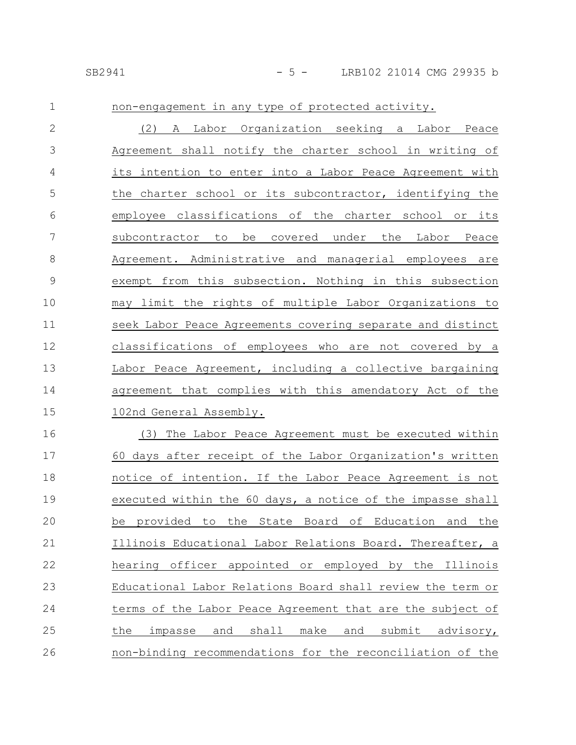non-engagement in any type of protected activity.

(2) A Labor Organization seeking a Labor Peace Agreement shall notify the charter school in writing of its intention to enter into a Labor Peace Agreement with the charter school or its subcontractor, identifying the employee classifications of the charter school or its subcontractor to be covered under the Labor Peace Agreement. Administrative and managerial employees are exempt from this subsection. Nothing in this subsection may limit the rights of multiple Labor Organizations to seek Labor Peace Agreements covering separate and distinct classifications of employees who are not covered by a Labor Peace Agreement, including a collective bargaining agreement that complies with this amendatory Act of the 102nd General Assembly.

(3) The Labor Peace Agreement must be executed within 60 days after receipt of the Labor Organization's written notice of intention. If the Labor Peace Agreement is not executed within the 60 days, a notice of the impasse shall be provided to the State Board of Education and the Illinois Educational Labor Relations Board. Thereafter, a hearing officer appointed or employed by the Illinois Educational Labor Relations Board shall review the term or terms of the Labor Peace Agreement that are the subject of the impasse and shall make and submit advisory, non-binding recommendations for the reconciliation of the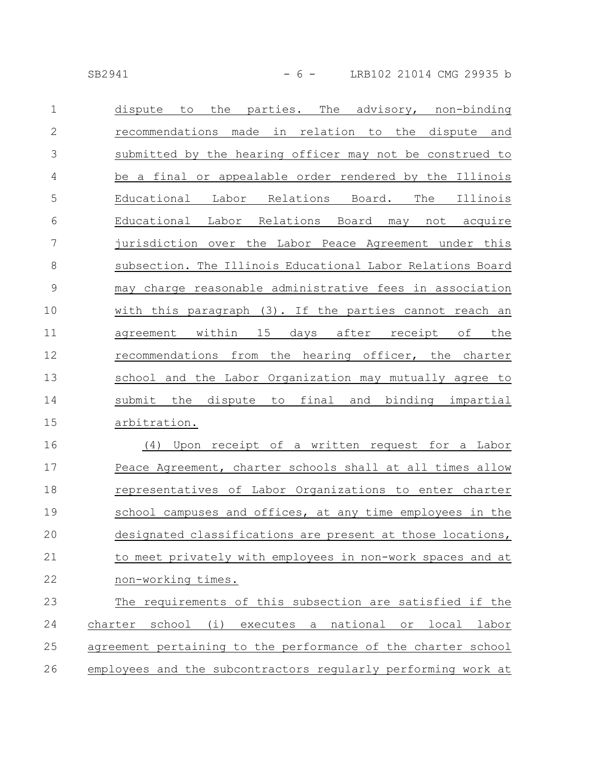dispute to the parties. The advisory, non-binding recommendations made in relation to the dispute and submitted by the hearing officer may not be construed to be a final or appealable order rendered by the Illinois Educational Labor Relations Board. The Illinois Educational Labor Relations Board may not acquire jurisdiction over the Labor Peace Agreement under this subsection. The Illinois Educational Labor Relations Board may charge reasonable administrative fees in association with this paragraph (3). If the parties cannot reach an agreement within 15 days after receipt of the recommendations from the hearing officer, the charter school and the Labor Organization may mutually agree to submit the dispute to final and binding impartial arbitration.

(4) Upon receipt of a written request for a Labor Peace Agreement, charter schools shall at all times allow representatives of Labor Organizations to enter charter school campuses and offices, at any time employees in the designated classifications are present at those locations, to meet privately with employees in non-work spaces and at non-working times.

The requirements of this subsection are satisfied if the charter school (i) executes a national or local labor agreement pertaining to the performance of the charter school employees and the subcontractors regularly performing work at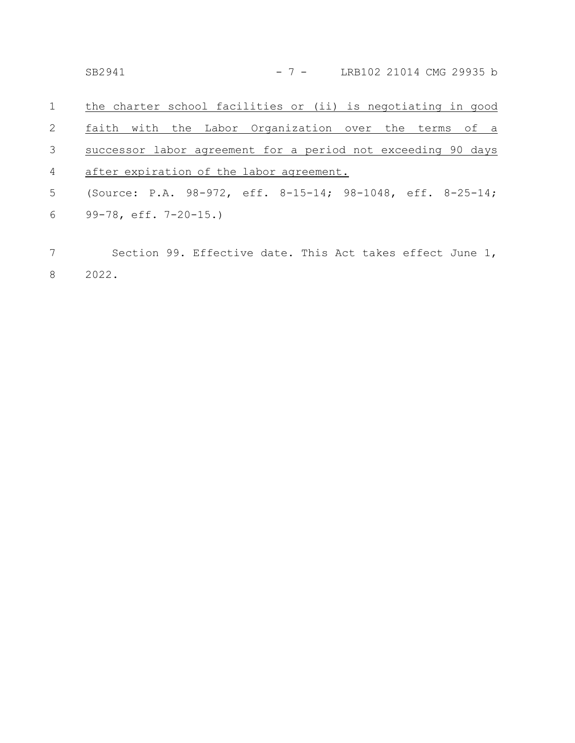the charter school facilities or (ii) is negotiating in good faith with the Labor Organization over the terms of a successor labor agreement for a period not exceeding 90 days after expiration of the labor agreement.

(Source: P.A. 98-972, eff. 8-15-14; 98-1048, eff. 8-25-14; 99-78, eff. 7-20-15.)

Section 99. Effective date. This Act takes effect June 1, 2022.